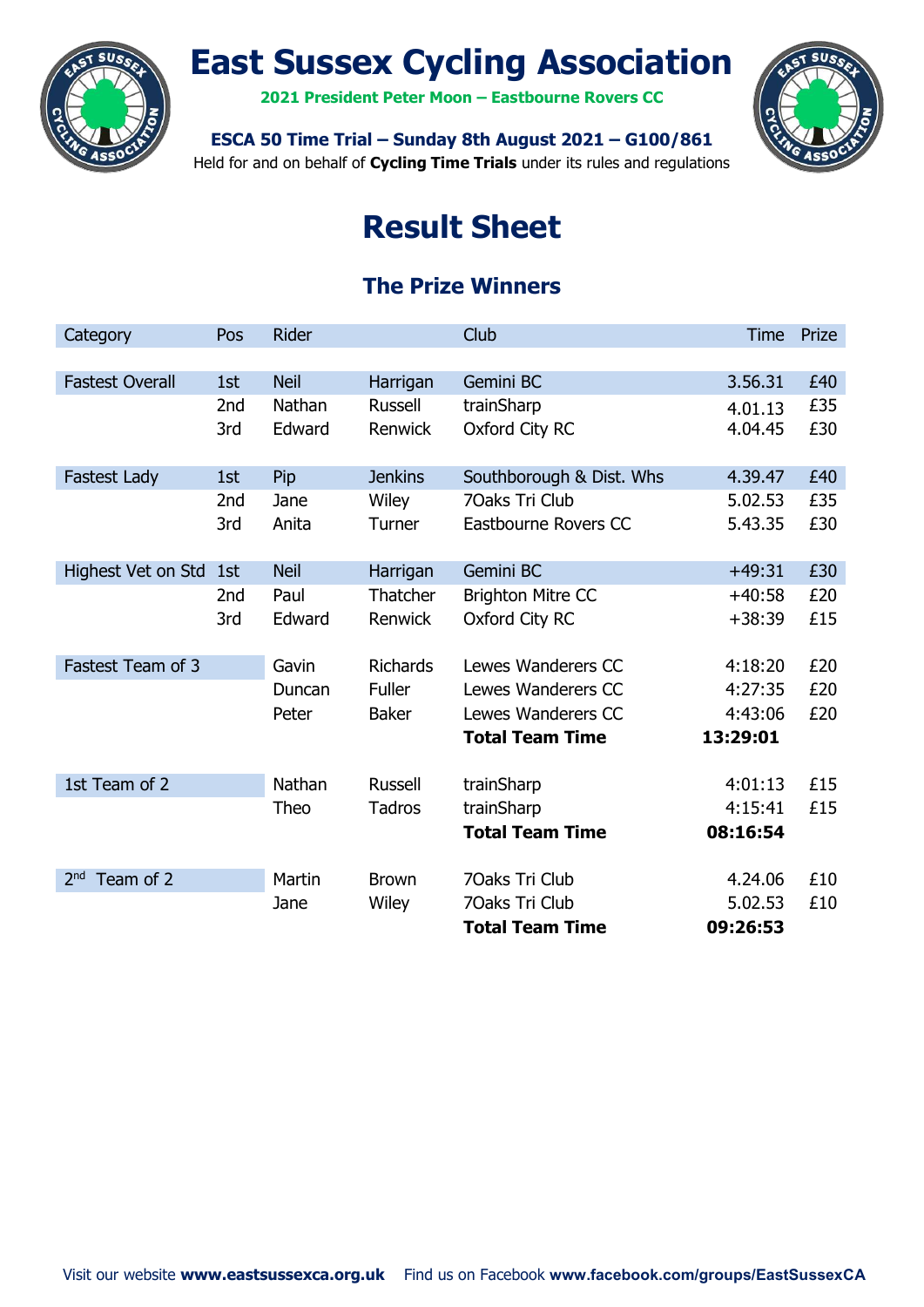# East Sussex Cycling Association

**2021 President Peter Moon – Eastbourne Rovers CC**

**ESCA 50 Time Trial – Sunday 8th August 2021 – G100/861**

Held for and on behalf of **Cycling Time Trials** under its rules and regulations

# Result Sheet

## The Prize Winners

| Category | Pos | Rider | | Club | Time | Prize |
|---|---|---|---|---|---|---|
| Fastest Overall | 1st | Neil | Harrigan | Gemini BC | 3.56.31 | £40 |
| | 2nd | Nathan | Russell | trainSharp | 4.01.13 | £35 |
| | 3rd | Edward | Renwick | Oxford City RC | 4.04.45 | £30 |
| Fastest Lady | 1st | Pip | Jenkins | Southborough & Dist. Whs | 4.39.47 | £40 |
| | 2nd | Jane | Wiley | 7Oaks Tri Club | 5.02.53 | £35 |
| | 3rd | Anita | Turner | Eastbourne Rovers CC | 5.43.35 | £30 |
| Highest Vet on Std | 1st | Neil | Harrigan | Gemini BC | +49:31 | £30 |
| | 2nd | Paul | Thatcher | Brighton Mitre CC | +40:58 | £20 |
| | 3rd | Edward | Renwick | Oxford City RC | +38:39 | £15 |
| Fastest Team of 3 | | Gavin | Richards | Lewes Wanderers CC | 4:18:20 | £20 |
| | | Duncan | Fuller | Lewes Wanderers CC | 4:27:35 | £20 |
| | | Peter | Baker | Lewes Wanderers CC | 4:43:06 | £20 |
| | | | | **Total Team Time** | **13:29:01** | |
| 1st Team of 2 | | Nathan | Russell | trainSharp | 4:01:13 | £15 |
| | | Theo | Tadros | trainSharp | 4:15:41 | £15 |
| | | | | **Total Team Time** | **08:16:54** | |
| 2nd Team of 2 | | Martin | Brown | 7Oaks Tri Club | 4.24.06 | £10 |
| | | Jane | Wiley | 7Oaks Tri Club | 5.02.53 | £10 |
| | | | | **Total Team Time** | **09:26:53** | |

Visit our website **www.eastsussexca.org.uk** Find us on Facebook **www.facebook.com/groups/EastSussexCA**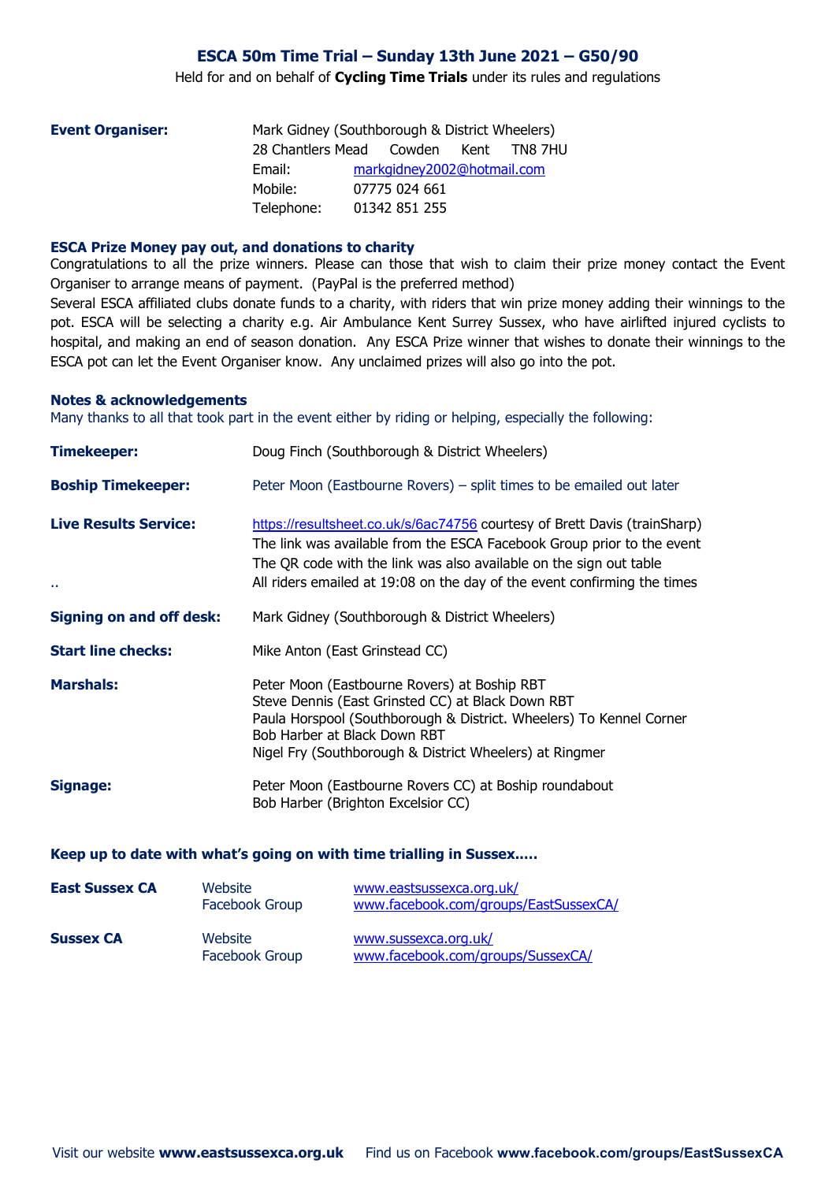# ESCA 50m Time Trial – Sunday 13th June 2021 – G50/90

Held for and on behalf of **Cycling Time Trials** under its rules and regulations

| | | |
|---|---|---|
| **Event Organiser:** | Mark Gidney (Southborough & District Wheelers) | |
| | 28 Chantlers Mead Cowden Kent TN8 7HU | |
| | Email: | markgidney2002@hotmail.com |
| | Mobile: | 07775 024 661 |
| | Telephone: | 01342 851 255 |

### ESCA Prize Money pay out, and donations to charity

Congratulations to all the prize winners. Please can those that wish to claim their prize money contact the Event Organiser to arrange means of payment. (PayPal is the preferred method)

Several ESCA affiliated clubs donate funds to a charity, with riders that win prize money adding their winnings to the pot. ESCA will be selecting a charity e.g. Air Ambulance Kent Surrey Sussex, who have airlifted injured cyclists to hospital, and making an end of season donation. Any ESCA Prize winner that wishes to donate their winnings to the ESCA pot can let the Event Organiser know. Any unclaimed prizes will also go into the pot.

### Notes & acknowledgements

Many thanks to all that took part in the event either by riding or helping, especially the following:

**Timekeeper:** Doug Finch (Southborough & District Wheelers)

**Boship Timekeeper:** Peter Moon (Eastbourne Rovers) – split times to be emailed out later

**Live Results Service:** https://resultsheet.co.uk/s/6ac74756 courtesy of Brett Davis (trainSharp)
The link was available from the ESCA Facebook Group prior to the event
The QR code with the link was also available on the sign out table

..
All riders emailed at 19:08 on the day of the event confirming the times

**Signing on and off desk:** Mark Gidney (Southborough & District Wheelers)

**Start line checks:** Mike Anton (East Grinstead CC)

**Marshals:**
Peter Moon (Eastbourne Rovers) at Boship RBT
Steve Dennis (East Grinsted CC) at Black Down RBT
Paula Horspool (Southborough & District. Wheelers) To Kennel Corner
Bob Harber at Black Down RBT
Nigel Fry (Southborough & District Wheelers) at Ringmer

**Signage:**
Peter Moon (Eastbourne Rovers CC) at Boship roundabout
Bob Harber (Brighton Excelsior CC)

### Keep up to date with what's going on with time trialling in Sussex.....

| | | |
|---|---|---|
| **East Sussex CA** | Website | www.eastsussexca.org.uk/ |
| | Facebook Group | www.facebook.com/groups/EastSussexCA/ |
| **Sussex CA** | Website | www.sussexca.org.uk/ |
| | Facebook Group | www.facebook.com/groups/SussexCA/ |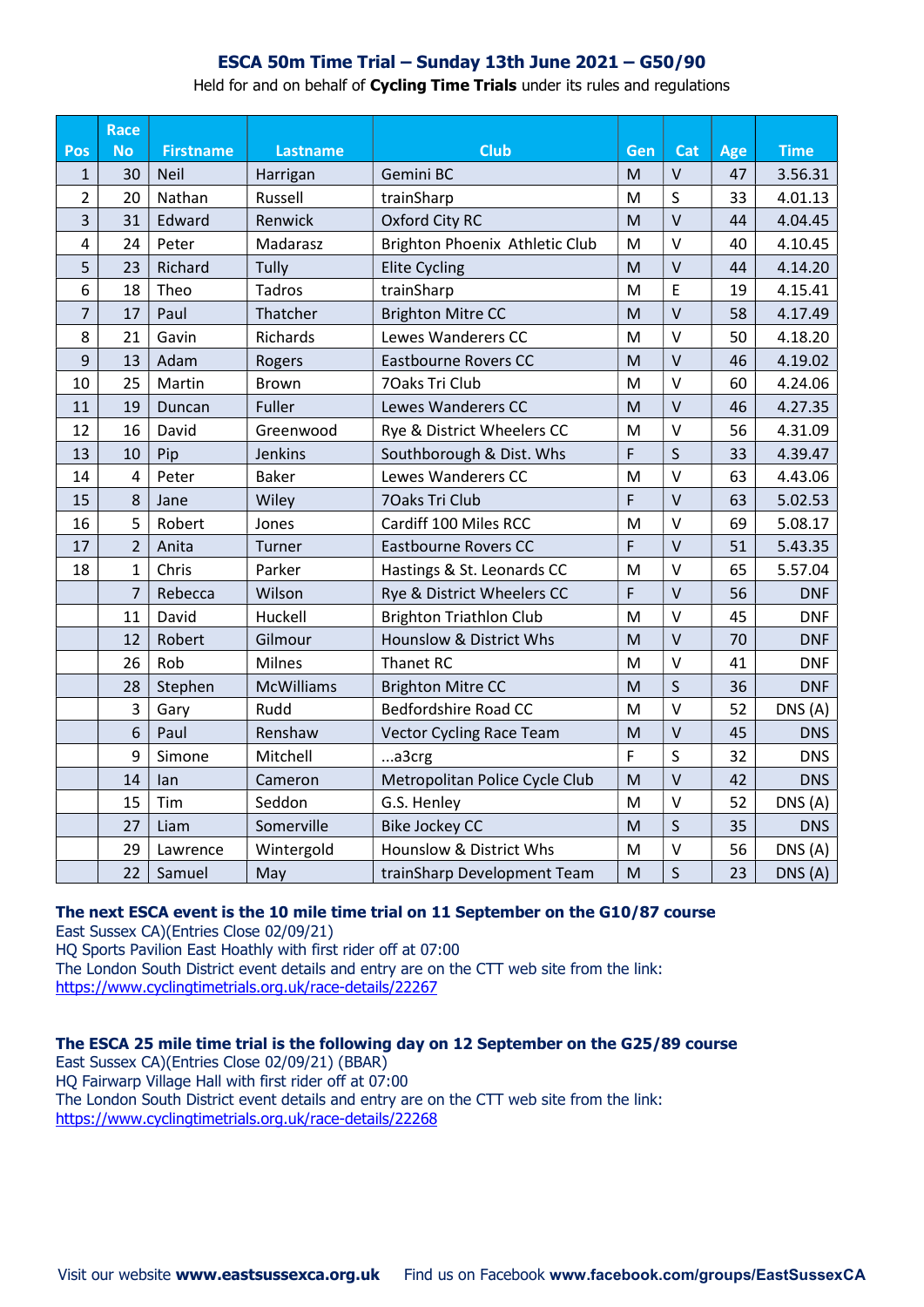## ESCA 50m Time Trial – Sunday 13th June 2021 – G50/90

Held for and on behalf of **Cycling Time Trials** under its rules and regulations

| Pos | Race No | Firstname | Lastname | Club | Gen | Cat | Age | Time |
|---|---|---|---|---|---|---|---|---|
| 1 | 30 | Neil | Harrigan | Gemini BC | M | V | 47 | 3.56.31 |
| 2 | 20 | Nathan | Russell | trainSharp | M | S | 33 | 4.01.13 |
| 3 | 31 | Edward | Renwick | Oxford City RC | M | V | 44 | 4.04.45 |
| 4 | 24 | Peter | Madarasz | Brighton Phoenix Athletic Club | M | V | 40 | 4.10.45 |
| 5 | 23 | Richard | Tully | Elite Cycling | M | V | 44 | 4.14.20 |
| 6 | 18 | Theo | Tadros | trainSharp | M | E | 19 | 4.15.41 |
| 7 | 17 | Paul | Thatcher | Brighton Mitre CC | M | V | 58 | 4.17.49 |
| 8 | 21 | Gavin | Richards | Lewes Wanderers CC | M | V | 50 | 4.18.20 |
| 9 | 13 | Adam | Rogers | Eastbourne Rovers CC | M | V | 46 | 4.19.02 |
| 10 | 25 | Martin | Brown | 7Oaks Tri Club | M | V | 60 | 4.24.06 |
| 11 | 19 | Duncan | Fuller | Lewes Wanderers CC | M | V | 46 | 4.27.35 |
| 12 | 16 | David | Greenwood | Rye & District Wheelers CC | M | V | 56 | 4.31.09 |
| 13 | 10 | Pip | Jenkins | Southborough & Dist. Whs | F | S | 33 | 4.39.47 |
| 14 | 4 | Peter | Baker | Lewes Wanderers CC | M | V | 63 | 4.43.06 |
| 15 | 8 | Jane | Wiley | 7Oaks Tri Club | F | V | 63 | 5.02.53 |
| 16 | 5 | Robert | Jones | Cardiff 100 Miles RCC | M | V | 69 | 5.08.17 |
| 17 | 2 | Anita | Turner | Eastbourne Rovers CC | F | V | 51 | 5.43.35 |
| 18 | 1 | Chris | Parker | Hastings & St. Leonards CC | M | V | 65 | 5.57.04 |
| | 7 | Rebecca | Wilson | Rye & District Wheelers CC | F | V | 56 | DNF |
| | 11 | David | Huckell | Brighton Triathlon Club | M | V | 45 | DNF |
| | 12 | Robert | Gilmour | Hounslow & District Whs | M | V | 70 | DNF |
| | 26 | Rob | Milnes | Thanet RC | M | V | 41 | DNF |
| | 28 | Stephen | McWilliams | Brighton Mitre CC | M | S | 36 | DNF |
| | 3 | Gary | Rudd | Bedfordshire Road CC | M | V | 52 | DNS (A) |
| | 6 | Paul | Renshaw | Vector Cycling Race Team | M | V | 45 | DNS |
| | 9 | Simone | Mitchell | ...a3crg | F | S | 32 | DNS |
| | 14 | Ian | Cameron | Metropolitan Police Cycle Club | M | V | 42 | DNS |
| | 15 | Tim | Seddon | G.S. Henley | M | V | 52 | DNS (A) |
| | 27 | Liam | Somerville | Bike Jockey CC | M | S | 35 | DNS |
| | 29 | Lawrence | Wintergold | Hounslow & District Whs | M | V | 56 | DNS (A) |
| | 22 | Samuel | May | trainSharp Development Team | M | S | 23 | DNS (A) |

**The next ESCA event is the 10 mile time trial on 11 September on the G10/87 course**
East Sussex CA)(Entries Close 02/09/21)
HQ Sports Pavilion East Hoathly with first rider off at 07:00
The London South District event details and entry are on the CTT web site from the link:
https://www.cyclingtimetrials.org.uk/race-details/22267

**The ESCA 25 mile time trial is the following day on 12 September on the G25/89 course**
East Sussex CA)(Entries Close 02/09/21) (BBAR)
HQ Fairwarp Village Hall with first rider off at 07:00
The London South District event details and entry are on the CTT web site from the link:
https://www.cyclingtimetrials.org.uk/race-details/22268

Visit our website **www.eastsussexca.org.uk** Find us on Facebook **www.facebook.com/groups/EastSussexCA**